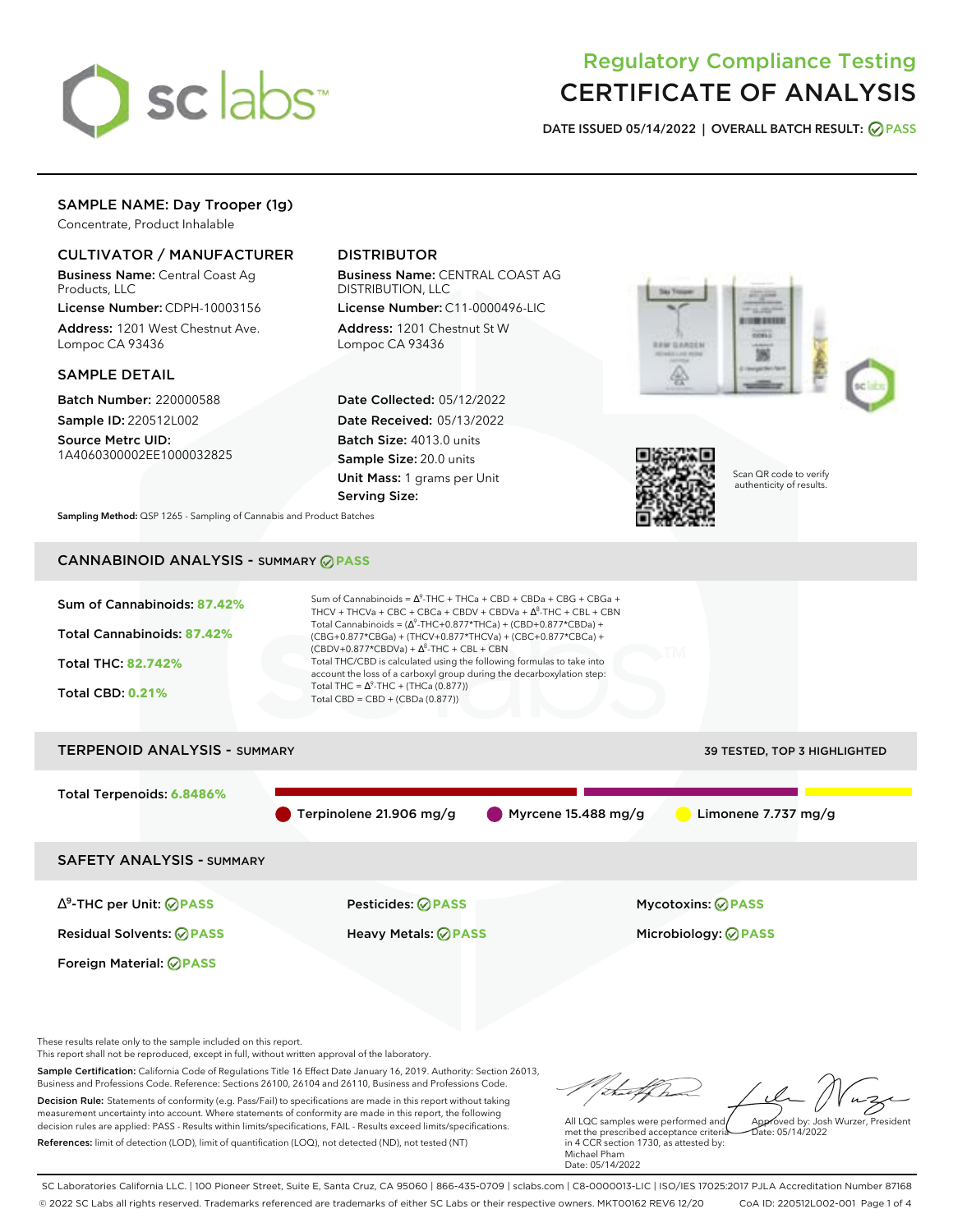# Regulatory Compliance Testing
# CERTIFICATE OF ANALYSIS

**DATE ISSUED 05/14/2022 | OVERALL BATCH RESULT: PASS**

## SAMPLE NAME: Day Trooper (1g)

Concentrate, Product Inhalable

### CULTIVATOR / MANUFACTURER

**Business Name:** Central Coast Ag Products, LLC

**License Number:** CDPH-10003156

**Address:** 1201 West Chestnut Ave. Lompoc CA 93436

### DISTRIBUTOR

**Business Name:** CENTRAL COAST AG DISTRIBUTION, LLC

**License Number:** C11-0000496-LIC

**Address:** 1201 Chestnut St W Lompoc CA 93436

### SAMPLE DETAIL

**Batch Number:** 220000588

**Sample ID:** 220512L002

**Source Metrc UID:** 1A4060300002EE1000032825

**Date Collected:** 05/12/2022

**Date Received:** 05/13/2022

**Batch Size:** 4013.0 units

**Sample Size:** 20.0 units

**Unit Mass:** 1 grams per Unit

**Serving Size:**

Scan QR code to verify authenticity of results.

**Sampling Method:** QSP 1265 - Sampling of Cannabis and Product Batches

## CANNABINOID ANALYSIS - SUMMARY PASS

**Sum of Cannabinoids:** 87.42%

**Total Cannabinoids:** 87.42%

**Total THC:** 82.742%

**Total CBD:** 0.21%

Sum of Cannabinoids = $\Delta^9$-THC + THCa + CBD + CBDa + CBG + CBGa + THCV + THCVa + CBC + CBCa + CBDV + CBDVa + $\Delta^8$-THC + CBL + CBN

Total Cannabinoids = ($\Delta^9$-THC+0.877*THCa) + (CBD+0.877*CBDa) + (CBG+0.877*CBGa) + (THCV+0.877*THCVa) + (CBC+0.877*CBCa) + (CBDV+0.877*CBDVa) + $\Delta^8$-THC + CBL + CBN

Total THC/CBD is calculated using the following formulas to take into account the loss of a carboxyl group during the decarboxylation step:

Total THC = $\Delta^9$-THC + (THCa (0.877))

Total CBD = CBD + (CBDa (0.877))

## TERPENOID ANALYSIS - SUMMARY

39 TESTED, TOP 3 HIGHLIGHTED

**Total Terpenoids:** 6.8486%

Terpinolene 21.906 mg/g | Myrcene 15.488 mg/g | Limonene 7.737 mg/g

## SAFETY ANALYSIS - SUMMARY

| | | |
|---|---|---|
| $\Delta^9$-THC per Unit: PASS | Pesticides: PASS | Mycotoxins: PASS |
| Residual Solvents: PASS | Heavy Metals: PASS | Microbiology: PASS |
| Foreign Material: PASS | | |

These results relate only to the sample included on this report.
This report shall not be reproduced, except in full, without written approval of the laboratory.

**Sample Certification:** California Code of Regulations Title 16 Effect Date January 16, 2019. Authority: Section 26013, Business and Professions Code. Reference: Sections 26100, 26104 and 26110, Business and Professions Code.

**Decision Rule:** Statements of conformity (e.g. Pass/Fail) to specifications are made in this report without taking measurement uncertainty into account. Where statements of conformity are made in this report, the following decision rules are applied: PASS - Results within limits/specifications, FAIL - Results exceed limits/specifications.

**References:** limit of detection (LOD), limit of quantification (LOQ), not detected (ND), not tested (NT)

All LQC samples were performed and met the prescribed acceptance criteria in 4 CCR section 1730, as attested by: Michael Pham
Date: 05/14/2022

Approved by: Josh Wurzer, President
Date: 05/14/2022

SC Laboratories California LLC. | 100 Pioneer Street, Suite E, Santa Cruz, CA 95060 | 866-435-0709 | sclabs.com | C8-0000013-LIC | ISO/IES 17025:2017 PJLA Accreditation Number 87168
© 2022 SC Labs all rights reserved. Trademarks referenced are trademarks of either SC Labs or their respective owners. MKT00162 REV6 12/20 CoA ID: 220512L002-001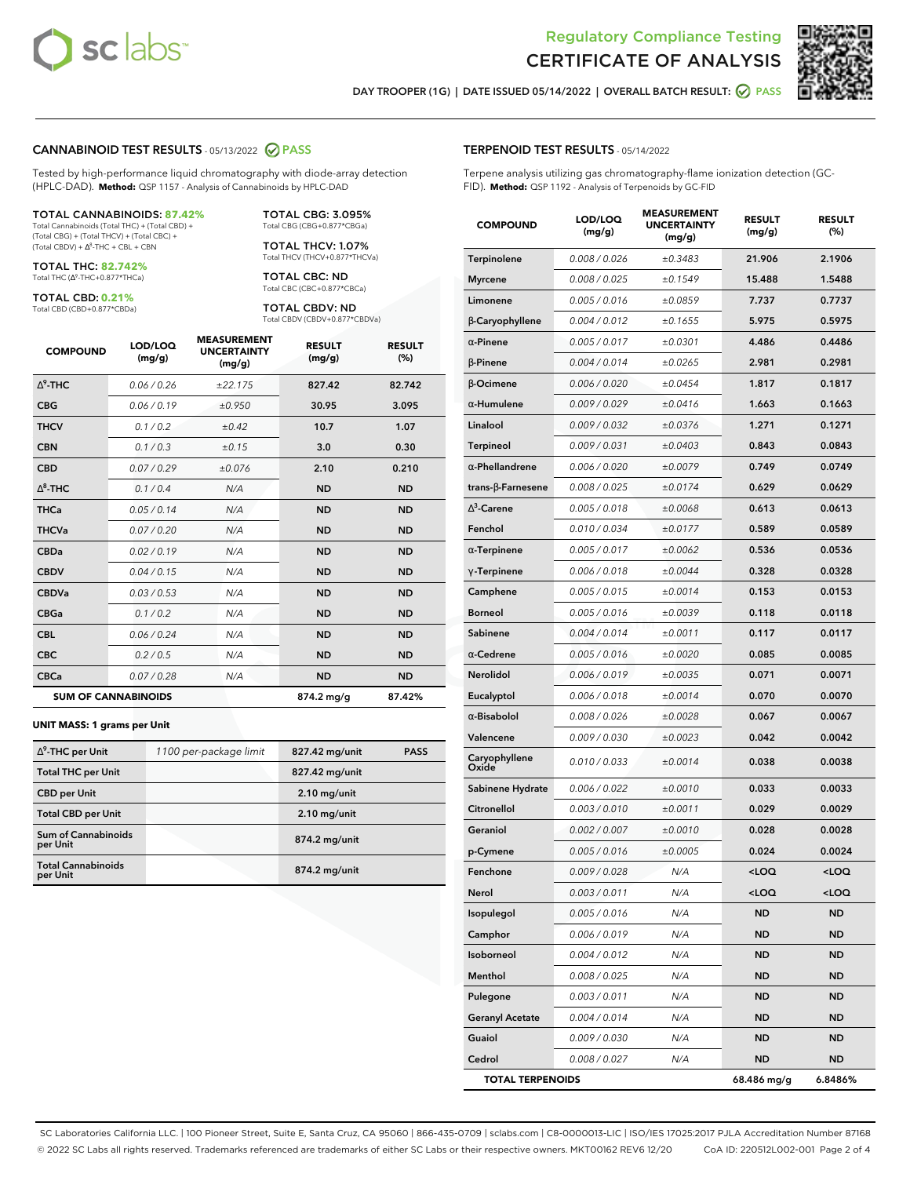Regulatory Compliance Testing
# CERTIFICATE OF ANALYSIS

DAY TROOPER (1G) | DATE ISSUED 05/14/2022 | OVERALL BATCH RESULT: PASS

## CANNABINOID TEST RESULTS - 05/13/2022 PASS

Tested by high-performance liquid chromatography with diode-array detection (HPLC-DAD). **Method:** QSP 1157 - Analysis of Cannabinoids by HPLC-DAD

**TOTAL CANNABINOIDS: 87.42%**
Total Cannabinoids (Total THC) + (Total CBD) + (Total CBG) + (Total THCV) + (Total CBC) + (Total CBDV) + $\Delta^8$-THC + CBL + CBN

**TOTAL THC: 82.742%**
Total THC ($\Delta^9$-THC+0.877*THCa)

**TOTAL CBD: 0.21%**
Total CBD (CBD+0.877*CBDa)

**TOTAL CBG: 3.095%**
Total CBG (CBG+0.877*CBGa)

**TOTAL THCV: 1.07%**
Total THCV (THCV+0.877*THCVa)

**TOTAL CBC: ND**
Total CBC (CBC+0.877*CBCa)

**TOTAL CBDV: ND**
Total CBDV (CBDV+0.877*CBDVa)

| COMPOUND | LOD/LOQ (mg/g) | MEASUREMENT UNCERTAINTY (mg/g) | RESULT (mg/g) | RESULT (%) |
|---|---|---|---|---|
| $\Delta^9$-THC | 0.06 / 0.26 | ±22.175 | 827.42 | 82.742 |
| CBG | 0.06 / 0.19 | ±0.950 | 30.95 | 3.095 |
| THCV | 0.1 / 0.2 | ±0.42 | 10.7 | 1.07 |
| CBN | 0.1 / 0.3 | ±0.15 | 3.0 | 0.30 |
| CBD | 0.07 / 0.29 | ±0.076 | 2.10 | 0.210 |
| $\Delta^8$-THC | 0.1 / 0.4 | N/A | ND | ND |
| THCa | 0.05 / 0.14 | N/A | ND | ND |
| THCVa | 0.07 / 0.20 | N/A | ND | ND |
| CBDa | 0.02 / 0.19 | N/A | ND | ND |
| CBDV | 0.04 / 0.15 | N/A | ND | ND |
| CBDVa | 0.03 / 0.53 | N/A | ND | ND |
| CBGa | 0.1 / 0.2 | N/A | ND | ND |
| CBL | 0.06 / 0.24 | N/A | ND | ND |
| CBC | 0.2 / 0.5 | N/A | ND | ND |
| CBCa | 0.07 / 0.28 | N/A | ND | ND |
| **SUM OF CANNABINOIDS** | | | 874.2 mg/g | 87.42% |

**UNIT MASS: 1 grams per Unit**

| | | | |
|---|---|---|---|
| $\Delta^9$-THC per Unit | 1100 per-package limit | 827.42 mg/unit | PASS |
| Total THC per Unit | | 827.42 mg/unit | |
| CBD per Unit | | 2.10 mg/unit | |
| Total CBD per Unit | | 2.10 mg/unit | |
| Sum of Cannabinoids per Unit | | 874.2 mg/unit | |
| Total Cannabinoids per Unit | | 874.2 mg/unit | |

## TERPENOID TEST RESULTS - 05/14/2022

Terpene analysis utilizing gas chromatography-flame ionization detection (GC-FID). **Method:** QSP 1192 - Analysis of Terpenoids by GC-FID

| COMPOUND | LOD/LOQ (mg/g) | MEASUREMENT UNCERTAINTY (mg/g) | RESULT (mg/g) | RESULT (%) |
|---|---|---|---|---|
| Terpinolene | 0.008 / 0.026 | ±0.3483 | 21.906 | 2.1906 |
| Myrcene | 0.008 / 0.025 | ±0.1549 | 15.488 | 1.5488 |
| Limonene | 0.005 / 0.016 | ±0.0859 | 7.737 | 0.7737 |
| β-Caryophyllene | 0.004 / 0.012 | ±0.1655 | 5.975 | 0.5975 |
| α-Pinene | 0.005 / 0.017 | ±0.0301 | 4.486 | 0.4486 |
| β-Pinene | 0.004 / 0.014 | ±0.0265 | 2.981 | 0.2981 |
| β-Ocimene | 0.006 / 0.020 | ±0.0454 | 1.817 | 0.1817 |
| α-Humulene | 0.009 / 0.029 | ±0.0416 | 1.663 | 0.1663 |
| Linalool | 0.009 / 0.032 | ±0.0376 | 1.271 | 0.1271 |
| Terpineol | 0.009 / 0.031 | ±0.0403 | 0.843 | 0.0843 |
| α-Phellandrene | 0.006 / 0.020 | ±0.0079 | 0.749 | 0.0749 |
| trans-β-Farnesene | 0.008 / 0.025 | ±0.0174 | 0.629 | 0.0629 |
| $\Delta^3$-Carene | 0.005 / 0.018 | ±0.0068 | 0.613 | 0.0613 |
| Fenchol | 0.010 / 0.034 | ±0.0177 | 0.589 | 0.0589 |
| α-Terpinene | 0.005 / 0.017 | ±0.0062 | 0.536 | 0.0536 |
| γ-Terpinene | 0.006 / 0.018 | ±0.0044 | 0.328 | 0.0328 |
| Camphene | 0.005 / 0.015 | ±0.0014 | 0.153 | 0.0153 |
| Borneol | 0.005 / 0.016 | ±0.0039 | 0.118 | 0.0118 |
| Sabinene | 0.004 / 0.014 | ±0.0011 | 0.117 | 0.0117 |
| α-Cedrene | 0.005 / 0.016 | ±0.0020 | 0.085 | 0.0085 |
| Nerolidol | 0.006 / 0.019 | ±0.0035 | 0.071 | 0.0071 |
| Eucalyptol | 0.006 / 0.018 | ±0.0014 | 0.070 | 0.0070 |
| α-Bisabolol | 0.008 / 0.026 | ±0.0028 | 0.067 | 0.0067 |
| Valencene | 0.009 / 0.030 | ±0.0023 | 0.042 | 0.0042 |
| Caryophyllene Oxide | 0.010 / 0.033 | ±0.0014 | 0.038 | 0.0038 |
| Sabinene Hydrate | 0.006 / 0.022 | ±0.0010 | 0.033 | 0.0033 |
| Citronellol | 0.003 / 0.010 | ±0.0011 | 0.029 | 0.0029 |
| Geraniol | 0.002 / 0.007 | ±0.0010 | 0.028 | 0.0028 |
| p-Cymene | 0.005 / 0.016 | ±0.0005 | 0.024 | 0.0024 |
| Fenchone | 0.009 / 0.028 | N/A | <LOQ | <LOQ |
| Nerol | 0.003 / 0.011 | N/A | <LOQ | <LOQ |
| Isopulegol | 0.005 / 0.016 | N/A | ND | ND |
| Camphor | 0.006 / 0.019 | N/A | ND | ND |
| Isoborneol | 0.004 / 0.012 | N/A | ND | ND |
| Menthol | 0.008 / 0.025 | N/A | ND | ND |
| Pulegone | 0.003 / 0.011 | N/A | ND | ND |
| Geranyl Acetate | 0.004 / 0.014 | N/A | ND | ND |
| Guaiol | 0.009 / 0.030 | N/A | ND | ND |
| Cedrol | 0.008 / 0.027 | N/A | ND | ND |
| **TOTAL TERPENOIDS** | | | 68.486 mg/g | 6.8486% |

SC Laboratories California LLC. | 100 Pioneer Street, Suite E, Santa Cruz, CA 95060 | 866-435-0709 | sclabs.com | C8-0000013-LIC | ISO/IES 17025:2017 PJLA Accreditation Number 87168
© 2022 SC Labs all rights reserved. Trademarks referenced are trademarks of either SC Labs or their respective owners. MKT00162 REV6 12/20 CoA ID: 220512L002-001